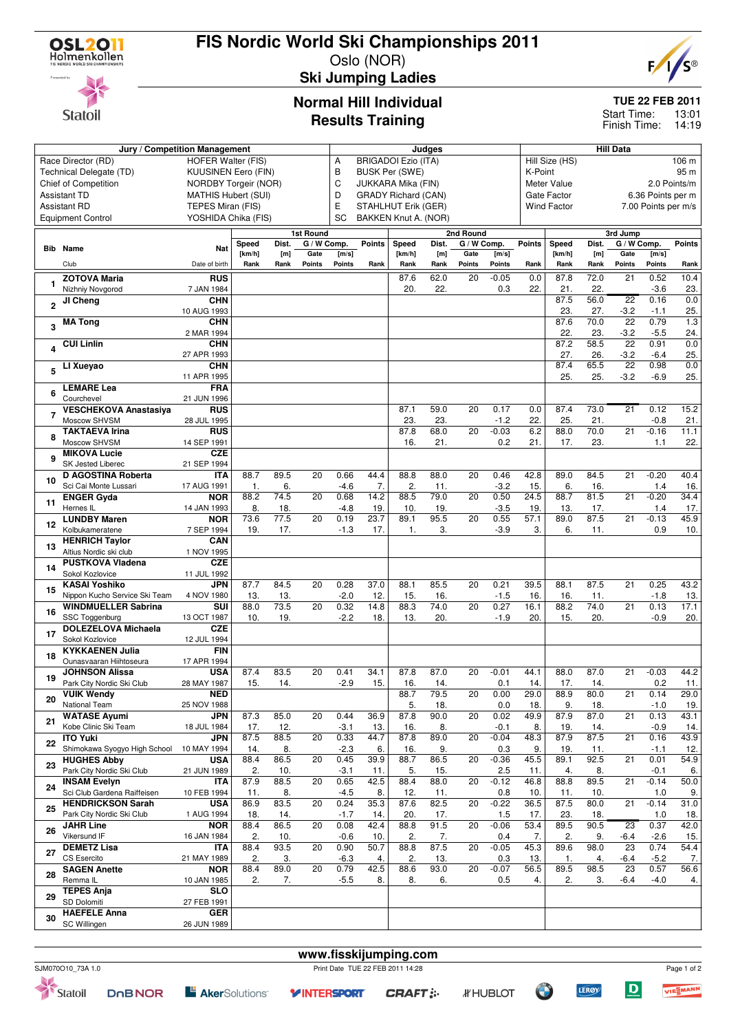# FIS Nordic World Ski Championships 2011

Oslo (NOR)

## Ski Jumping Ladies

### Normal Hill Individual
### Results Training

**TUE 22 FEB 2011**
Start Time: 13:01
Finish Time: 14:19

| Jury / Competition Management | | Judges | | Hill Data | |
|---|---|---|---|---|---|
| Race Director (RD) | HOFER Walter (FIS) | A | BRIGADOI Ezio (ITA) | Hill Size (HS) | 106 m |
| Technical Delegate (TD) | KUUSINEN Eero (FIN) | B | BUSK Per (SWE) | K-Point | 95 m |
| Chief of Competition | NORDBY Torgeir (NOR) | C | JUKKARA Mika (FIN) | Meter Value | 2.0 Points/m |
| Assistant TD | MATHIS Hubert (SUI) | D | GRADY Richard (CAN) | Gate Factor | 6.36 Points per m |
| Assistant RD | TEPES Miran (FIS) | E | STAHLHUT Erik (GER) | Wind Factor | 7.00 Points per m/s |
| Equipment Control | YOSHIDA Chika (FIS) | SC | BAKKEN Knut A. (NOR) | | |

| Bib | Name / Club | Nat / Date of birth | 1st Round Speed [km/h] Rank | Dist. [m] Rank | Gate / Gate Points | W Comp. [m/s] / Points | Points / Rank | 2nd Round Speed [km/h] Rank | Dist. [m] Rank | Gate / Gate Points | W Comp. [m/s] / Points | Points / Rank | 3rd Jump Speed [km/h] Rank | Dist. [m] Rank | Gate / Gate Points | W Comp. [m/s] / Points | Points / Rank |
|---|---|---|---|---|---|---|---|---|---|---|---|---|---|---|---|---|---|
| 1 | ZOTOVA Maria / Nizhny Novgorod | RUS / 7 JAN 1984 | | | | | | 87.6 / 20. | 62.0 / 22. | 20 | -0.05 / 0.3 | 0.0 / 22. | 87.8 / 21. | 72.0 / 22. | 21 | 0.52 / -3.6 | 10.4 / 23. |
| 2 | JI Cheng | CHN / 10 AUG 1993 | | | | | | | | | | | 87.5 / 23. | 56.0 / 27. | 22 / -3.2 | 0.16 / -1.1 | 0.0 / 25. |
| 3 | MA Tong | CHN / 2 MAR 1994 | | | | | | | | | | | 87.6 / 22. | 70.0 / 23. | 22 / -3.2 | 0.79 / -5.5 | 1.3 / 24. |
| 4 | CUI Linlin | CHN / 27 APR 1993 | | | | | | | | | | | 87.2 / 27. | 58.5 / 26. | 22 / -3.2 | 0.91 / -6.4 | 0.0 / 25. |
| 5 | LI Xueyao | CHN / 11 APR 1995 | | | | | | | | | | | 87.4 / 25. | 65.5 / 25. | 22 / -3.2 | 0.98 / -6.9 | 0.0 / 25. |
| 6 | LEMARE Lea / Courchevel | FRA / 21 JUN 1996 | | | | | | | | | | | | | | | |
| 7 | VESCHEKOVA Anastasiya / Moscow SHVSM | RUS / 28 JUL 1995 | | | | | | 87.1 / 23. | 59.0 / 23. | 20 | 0.17 / -1.2 | 0.0 / 22. | 87.4 / 25. | 73.0 / 21. | 21 | 0.12 / -0.8 | 15.2 / 21. |
| 8 | TAKTAEVA Irina / Moscow SHVSM | RUS / 14 SEP 1991 | | | | | | 87.8 / 16. | 68.0 / 21. | 20 | -0.03 / 0.2 | 6.2 / 21. | 88.0 / 17. | 70.0 / 23. | 21 | -0.16 / 1.1 | 11.1 / 22. |
| 9 | MIKOVA Lucie / SK Jested Liberec | CZE / 21 SEP 1994 | | | | | | | | | | | | | | | |
| 10 | D AGOSTINA Roberta / Sci Cai Monte Lussari | ITA / 17 AUG 1991 | 88.7 / 1. | 89.5 / 6. | 20 | 0.66 / -4.6 | 44.4 / 7. | 88.8 / 2. | 88.0 / 11. | 20 | 0.46 / -3.2 | 42.8 / 15. | 89.0 / 6. | 84.5 / 16. | 21 | -0.20 / 1.4 | 40.4 / 16. |
| 11 | ENGER Gyda / Hernes IL | NOR / 14 JAN 1993 | 88.2 / 8. | 74.5 / 18. | 20 | 0.68 / -4.8 | 14.2 / 19. | 88.5 / 10. | 79.0 / 19. | 20 | 0.50 / -3.5 | 24.5 / 19. | 88.7 / 13. | 81.5 / 17. | 21 | -0.20 / 1.4 | 34.4 / 17. |
| 12 | LUNDBY Maren / Kolbukameratene | NOR / 7 SEP 1994 | 73.6 / 19. | 77.5 / 17. | 20 | 0.19 / -1.3 | 23.7 / 17. | 89.1 / 1. | 95.5 / 3. | 20 | 0.55 / -3.9 | 57.1 / 3. | 89.0 / 6. | 87.5 / 11. | 21 | -0.13 / 0.9 | 45.9 / 10. |
| 13 | HENRICH Taylor / Altius Nordic ski club | CAN / 1 NOV 1995 | | | | | | | | | | | | | | | |
| 14 | PUSTKOVA Vladena / Sokol Kozlovice | CZE / 11 JUL 1992 | | | | | | | | | | | | | | | |
| 15 | KASAI Yoshiko / Nippon Kucho Service Ski Team | JPN / 4 NOV 1980 | 87.7 / 13. | 84.5 / 13. | 20 | 0.28 / -2.0 | 37.0 / 12. | 88.1 / 15. | 85.5 / 16. | 20 | 0.21 / -1.5 | 39.5 / 16. | 88.1 / 16. | 87.5 / 11. | 21 | 0.25 / -1.8 | 43.2 / 13. |
| 16 | WINDMUELLER Sabrina / SSC Toggenburg | SUI / 13 OCT 1987 | 88.0 / 10. | 73.5 / 19. | 20 | 0.32 / -2.2 | 14.8 / 18. | 88.3 / 13. | 74.0 / 20. | 20 | 0.27 / -1.9 | 16.1 / 20. | 88.2 / 15. | 74.0 / 20. | 21 | 0.13 / -0.9 | 17.1 / 20. |
| 17 | DOLEZELOVA Michaela / Sokol Kozlovice | CZE / 12 JUL 1994 | | | | | | | | | | | | | | | |
| 18 | KYKKAENEN Julia / Ounasvaaran Hiihtoseura | FIN / 17 APR 1994 | | | | | | | | | | | | | | | |
| 19 | JOHNSON Alissa / Park City Nordic Ski Club | USA / 28 MAY 1987 | 87.4 / 15. | 83.5 / 14. | 20 | 0.41 / -2.9 | 34.1 / 15. | 87.8 / 16. | 87.0 / 14. | 20 | -0.01 / 0.1 | 44.1 / 14. | 88.0 / 17. | 87.0 / 14. | 21 | -0.03 / 0.2 | 44.2 / 11. |
| 20 | VUIK Wendy / National Team | NED / 25 NOV 1988 | | | | | | 88.7 / 5. | 79.5 / 18. | 20 | 0.00 / 0.0 | 29.0 / 18. | 88.9 / 9. | 80.0 / 18. | 21 | 0.14 / -1.0 | 29.0 / 19. |
| 21 | WATASE Ayumi / Kobe Clinic Ski Team | JPN / 18 JUL 1984 | 87.3 / 17. | 85.0 / 12. | 20 | 0.44 / -3.1 | 36.9 / 13. | 87.8 / 16. | 90.0 / 8. | 20 | 0.02 / -0.1 | 49.9 / 8. | 87.9 / 19. | 87.0 / 14. | 21 | 0.13 / -0.9 | 43.1 / 14. |
| 22 | ITO Yuki / Shimokawa Syogyo High School | JPN / 10 MAY 1994 | 87.5 / 14. | 88.5 / 8. | 20 | 0.33 / -2.3 | 44.7 / 6. | 87.8 / 16. | 89.0 / 9. | 20 | -0.04 / 0.3 | 48.3 / 9. | 87.9 / 19. | 87.5 / 11. | 21 | 0.16 / -1.1 | 43.9 / 12. |
| 23 | HUGHES Abby / Park City Nordic Ski Club | USA / 21 JUN 1989 | 88.4 / 2. | 86.5 / 10. | 20 | 0.45 / -3.1 | 39.9 / 11. | 88.7 / 5. | 86.5 / 15. | 20 | -0.36 / 2.5 | 45.5 / 11. | 89.1 / 4. | 92.5 / 8. | 21 | 0.01 / -0.1 | 54.9 / 6. |
| 24 | INSAM Evelyn / Sci Club Gardena Raiffeisen | ITA / 10 FEB 1994 | 87.9 / 11. | 88.5 / 8. | 20 | 0.65 / -4.5 | 42.5 / 8. | 88.4 / 12. | 88.0 / 11. | 20 | -0.12 / 0.8 | 46.8 / 10. | 88.8 / 11. | 89.5 / 10. | 21 | -0.14 / 1.0 | 50.0 / 9. |
| 25 | HENDRICKSON Sarah / Park City Nordic Ski Club | USA / 1 AUG 1994 | 86.9 / 18. | 83.5 / 14. | 20 | 0.24 / -1.7 | 35.3 / 14. | 87.6 / 20. | 82.5 / 17. | 20 | -0.22 / 1.5 | 36.5 / 17. | 87.5 / 23. | 80.0 / 18. | 21 | -0.14 / 1.0 | 31.0 / 18. |
| 26 | JAHR Line / Vikersund IF | NOR / 16 JAN 1984 | 88.4 / 2. | 86.5 / 10. | 20 | 0.08 / -0.6 | 42.4 / 10. | 88.8 / 2. | 91.5 / 7. | 20 | -0.06 / 0.4 | 53.4 / 7. | 89.5 / 2. | 90.5 / 9. | 23 / -6.4 | 0.37 / -2.6 | 42.0 / 15. |
| 27 | DEMETZ Lisa / CS Esercito | ITA / 21 MAY 1989 | 88.4 / 2. | 93.5 / 3. | 20 | 0.90 / -6.3 | 50.7 / 4. | 88.8 / 2. | 87.5 / 13. | 20 | -0.05 / 0.3 | 45.3 / 13. | 89.6 / 1. | 98.0 / 4. | 23 / -6.4 | 0.74 / -5.2 | 54.4 / 7. |
| 28 | SAGEN Anette / Remma IL | NOR / 10 JAN 1985 | 88.4 / 2. | 89.0 / 7. | 20 | 0.79 / -5.5 | 42.5 / 8. | 88.6 / 8. | 93.0 / 6. | 20 | -0.07 / 0.5 | 56.5 / 4. | 89.5 / 2. | 98.5 / 3. | 23 / -6.4 | 0.57 / -4.0 | 56.6 / 4. |
| 29 | TEPES Anja / SD Dolomiti | SLO / 27 FEB 1991 | | | | | | | | | | | | | | | |
| 30 | HAEFELE Anna / SC Willingen | GER / 26 JUN 1989 | | | | | | | | | | | | | | | |

www.fisskijumping.com

SJM070O10_73A 1.0 — Print Date TUE 22 FEB 2011 14:28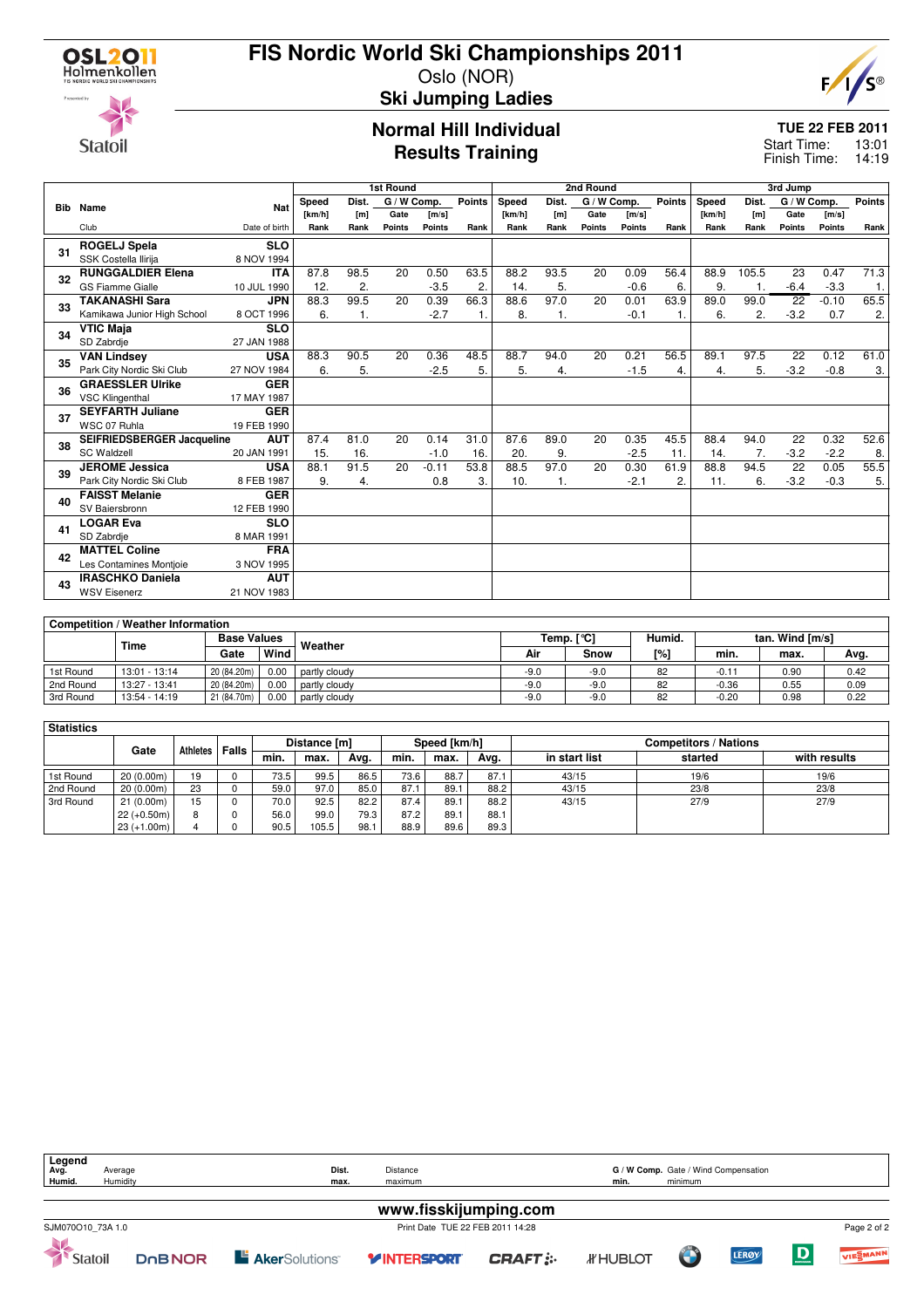# FIS Nordic World Ski Championships 2011

Oslo (NOR)

**Ski Jumping Ladies**

## Normal Hill Individual
## Results Training

**TUE 22 FEB 2011**
Start Time: 13:01
Finish Time: 14:19

| Bib | Name / Club | Nat / Date of birth | 1st Round Speed [km/h] / Rank | Dist. [m] / Rank | Gate / Points | [m/s] / Points | Points / Rank | 2nd Round Speed [km/h] / Rank | Dist. [m] / Rank | Gate / Points | [m/s] / Points | Points / Rank | 3rd Jump Speed [km/h] / Rank | Dist. [m] / Rank | Gate / Points | [m/s] / Points | Points / Rank |
|---|---|---|---|---|---|---|---|---|---|---|---|---|---|---|---|---|---|
| 31 | ROGELJ Spela<br>SSK Costella Ilirija | SLO<br>8 NOV 1994 | | | | | | | | | | | | | | | |
| 32 | RUNGGALDIER Elena<br>GS Fiamme Gialle | ITA<br>10 JUL 1990 | 87.8<br>12. | 98.5<br>2. | 20 | 0.50<br>-3.5 | 63.5<br>2. | 88.2<br>14. | 93.5<br>5. | 20 | 0.09<br>-0.6 | 56.4<br>6. | 88.9<br>9. | 105.5<br>1. | 23<br>-6.4 | 0.47<br>-3.3 | 71.3<br>1. |
| 33 | TAKANASHI Sara<br>Kamikawa Junior High School | JPN<br>8 OCT 1996 | 88.3<br>6. | 99.5<br>1. | 20 | 0.39<br>-2.7 | 66.3<br>1. | 88.6<br>8. | 97.0<br>1. | 20 | 0.01<br>-0.1 | 63.9<br>1. | 89.0<br>6. | 99.0<br>2. | 22<br>-3.2 | -0.10<br>0.7 | 65.5<br>2. |
| 34 | VTIC Maja<br>SD Zabrdje | SLO<br>27 JAN 1988 | | | | | | | | | | | | | | | |
| 35 | VAN Lindsey<br>Park City Nordic Ski Club | USA<br>27 NOV 1984 | 88.3<br>6. | 90.5<br>5. | 20 | 0.36<br>-2.5 | 48.5<br>5. | 88.7<br>5. | 94.0<br>4. | 20 | 0.21<br>-1.5 | 56.5<br>4. | 89.1<br>4. | 97.5<br>5. | 22<br>-3.2 | 0.12<br>-0.8 | 61.0<br>3. |
| 36 | GRAESSLER Ulrike<br>VSC Klingenthal | GER<br>17 MAY 1987 | | | | | | | | | | | | | | | |
| 37 | SEYFARTH Juliane<br>WSC 07 Ruhla | GER<br>19 FEB 1990 | | | | | | | | | | | | | | | |
| 38 | SEIFRIEDSBERGER Jacqueline<br>SC Waldzell | AUT<br>20 JAN 1991 | 87.4<br>15. | 81.0<br>16. | 20 | 0.14<br>-1.0 | 31.0<br>16. | 87.6<br>20. | 89.0<br>9. | 20 | 0.35<br>-2.5 | 45.5<br>11. | 88.4<br>14. | 94.0<br>7. | 22<br>-3.2 | 0.32<br>-2.2 | 52.6<br>8. |
| 39 | JEROME Jessica<br>Park City Nordic Ski Club | USA<br>8 FEB 1987 | 88.1<br>9. | 91.5<br>4. | 20 | -0.11<br>0.8 | 53.8<br>3. | 88.5<br>10. | 97.0<br>1. | 20 | 0.30<br>-2.1 | 61.9<br>2. | 88.8<br>11. | 94.5<br>6. | 22<br>-3.2 | 0.05<br>-0.3 | 55.5<br>5. |
| 40 | FAISST Melanie<br>SV Baiersbronn | GER<br>12 FEB 1990 | | | | | | | | | | | | | | | |
| 41 | LOGAR Eva<br>SD Zabrdje | SLO<br>8 MAR 1991 | | | | | | | | | | | | | | | |
| 42 | MATTEL Coline<br>Les Contamines Montjoie | FRA<br>3 NOV 1995 | | | | | | | | | | | | | | | |
| 43 | IRASCHKO Daniela<br>WSV Eisenerz | AUT<br>21 NOV 1983 | | | | | | | | | | | | | | | |

### Competition / Weather Information

| | Time | Base Values Gate | Base Values Wind | Weather | Temp. [°C] Air | Temp. [°C] Snow | Humid. [%] | tan. Wind [m/s] min. | max. | Avg. |
|---|---|---|---|---|---|---|---|---|---|---|
| 1st Round | 13:01 - 13:14 | 20 (84.20m) | 0.00 | partly cloudy | -9.0 | -9.0 | 82 | -0.11 | 0.90 | 0.42 |
| 2nd Round | 13:27 - 13:41 | 20 (84.20m) | 0.00 | partly cloudy | -9.0 | -9.0 | 82 | -0.36 | 0.55 | 0.09 |
| 3rd Round | 13:54 - 14:19 | 21 (84.70m) | 0.00 | partly cloudy | -9.0 | -9.0 | 82 | -0.20 | 0.98 | 0.22 |

### Statistics

| | Gate | Athletes | Falls | Distance [m] min. | max. | Avg. | Speed [km/h] min. | max. | Avg. | Competitors / Nations in start list | started | with results |
|---|---|---|---|---|---|---|---|---|---|---|---|---|
| 1st Round | 20 (0.00m) | 19 | 0 | 73.5 | 99.5 | 86.5 | 73.6 | 88.7 | 87.1 | 43/15 | 19/6 | 19/6 |
| 2nd Round | 20 (0.00m) | 23 | 0 | 59.0 | 97.0 | 85.0 | 87.1 | 89.1 | 88.2 | 43/15 | 23/8 | 23/8 |
| 3rd Round | 21 (0.00m) | 15 | 0 | 70.0 | 92.5 | 82.2 | 87.4 | 89.1 | 88.2 | 43/15 | 27/9 | 27/9 |
| | 22 (+0.50m) | 8 | 0 | 56.0 | 99.0 | 79.3 | 87.2 | 89.1 | 88.1 | | | |
| | 23 (+1.00m) | 4 | 0 | 90.5 | 105.5 | 98.1 | 88.9 | 89.6 | 89.3 | | | |

**Legend**
Avg. Average
Humid. Humidity
Dist. Distance
max. maximum
G / W Comp. Gate / Wind Compensation
min. minimum

www.fisskijumping.com

SJM070O10_73A 1.0 — Print Date TUE 22 FEB 2011 14:28